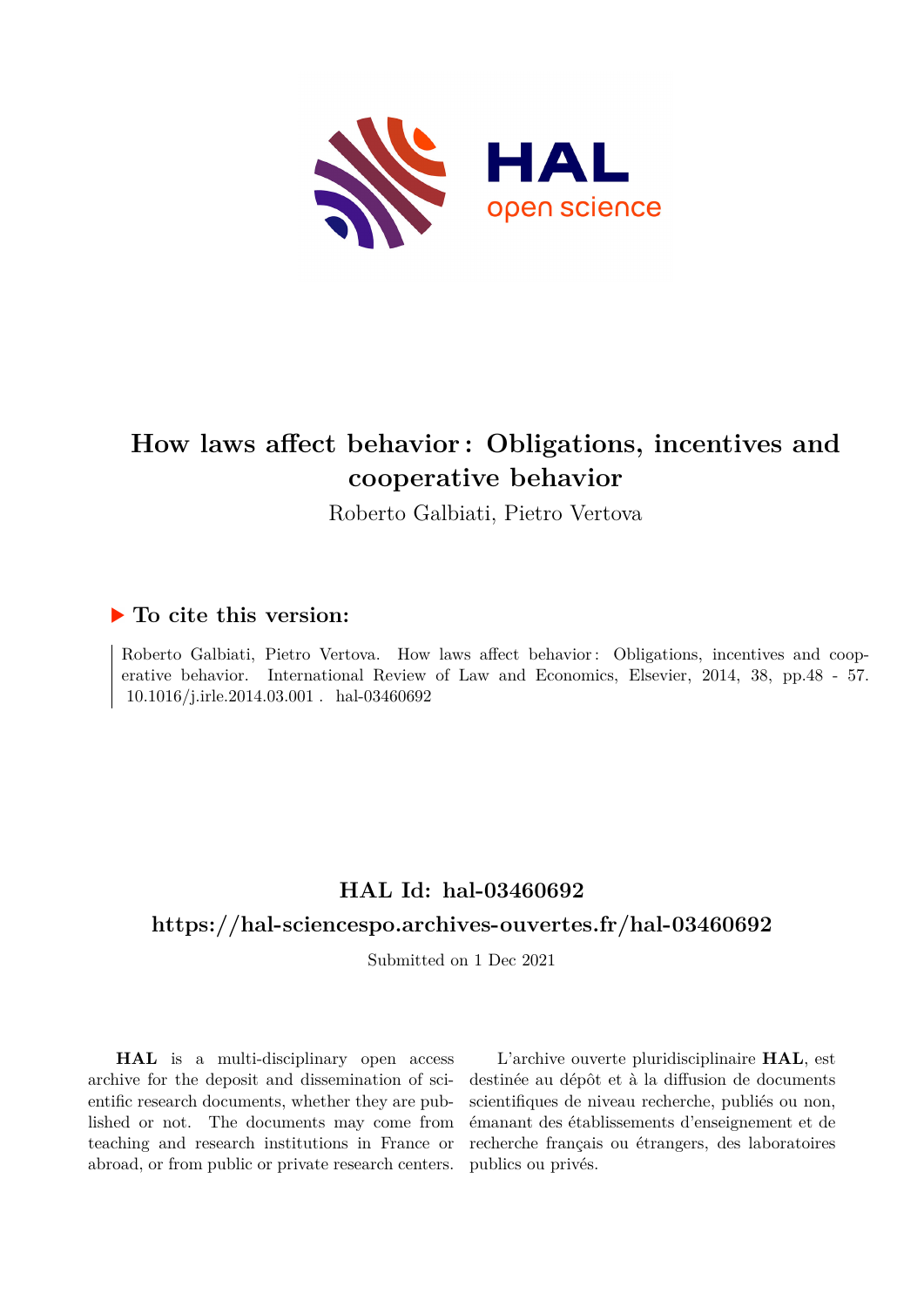# How laws affect behavior : Obligations, incentives and cooperative behavior

Roberto Galbiati, Pietro Vertova

## ▶ To cite this version:

Roberto Galbiati, Pietro Vertova. How laws affect behavior : Obligations, incentives and cooperative behavior. International Review of Law and Economics, Elsevier, 2014, 38, pp.48 - 57. 10.1016/j.irle.2014.03.001 . hal-03460692

## HAL Id: hal-03460692

## https://hal-sciencespo.archives-ouvertes.fr/hal-03460692

Submitted on 1 Dec 2021

**HAL** is a multi-disciplinary open access archive for the deposit and dissemination of scientific research documents, whether they are published or not. The documents may come from teaching and research institutions in France or abroad, or from public or private research centers.

L'archive ouverte pluridisciplinaire **HAL**, est destinée au dépôt et à la diffusion de documents scientifiques de niveau recherche, publiés ou non, émanant des établissements d'enseignement et de recherche français ou étrangers, des laboratoires publics ou privés.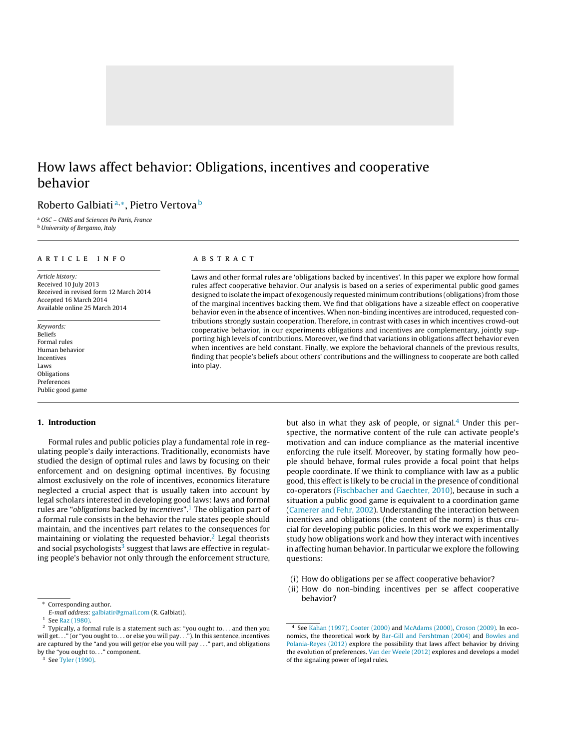# How laws affect behavior: Obligations, incentives and cooperative behavior

Roberto Galbiati[a,*], Pietro Vertova[b]

[a] OSC – CNRS and Sciences Po Paris, France
[b] University of Bergamo, Italy

## ARTICLE INFO

*Article history:*
Received 10 July 2013
Received in revised form 12 March 2014
Accepted 16 March 2014
Available online 25 March 2014

*Keywords:*
Beliefs
Formal rules
Human behavior
Incentives
Laws
Obligations
Preferences
Public good game

## ABSTRACT

Laws and other formal rules are 'obligations backed by incentives'. In this paper we explore how formal rules affect cooperative behavior. Our analysis is based on a series of experimental public good games designed to isolate the impact of exogenously requested minimum contributions (obligations) from those of the marginal incentives backing them. We find that obligations have a sizeable effect on cooperative behavior even in the absence of incentives. When non-binding incentives are introduced, requested contributions strongly sustain cooperation. Therefore, in contrast with cases in which incentives crowd-out cooperative behavior, in our experiments obligations and incentives are complementary, jointly supporting high levels of contributions. Moreover, we find that variations in obligations affect behavior even when incentives are held constant. Finally, we explore the behavioral channels of the previous results, finding that people's beliefs about others' contributions and the willingness to cooperate are both called into play.

## 1. Introduction

Formal rules and public policies play a fundamental role in regulating people's daily interactions. Traditionally, economists have studied the design of optimal rules and laws by focusing on their enforcement and on designing optimal incentives. By focusing almost exclusively on the role of incentives, economics literature neglected a crucial aspect that is usually taken into account by legal scholars interested in developing good laws: laws and formal rules are "*obligations* backed by *incentives*".[1] The obligation part of a formal rule consists in the behavior the rule states people should maintain, and the incentives part relates to the consequences for maintaining or violating the requested behavior.[2] Legal theorists and social psychologists[3] suggest that laws are effective in regulating people's behavior not only through the enforcement structure, but also in what they ask of people, or signal.[4] Under this perspective, the normative content of the rule can activate people's motivation and can induce compliance as the material incentive enforcing the rule itself. Moreover, by stating formally how people should behave, formal rules provide a focal point that helps people coordinate. If we think to compliance with law as a public good, this effect is likely to be crucial in the presence of conditional co-operators (Fischbacher and Gaechter, 2010), because in such a situation a public good game is equivalent to a coordination game (Camerer and Fehr, 2002). Understanding the interaction between incentives and obligations (the content of the norm) is thus crucial for developing public policies. In this work we experimentally study how obligations work and how they interact with incentives in affecting human behavior. In particular we explore the following questions:

(i) How do obligations per se affect cooperative behavior?
(ii) How do non-binding incentives per se affect cooperative behavior?

---

* Corresponding author.
*E-mail address:* galbiatir@gmail.com (R. Galbiati).

[1] See Raz (1980).

[2] Typically, a formal rule is a statement such as: "you ought to... and then you will get..." (or "you ought to... or else you will pay..."). In this sentence, incentives are captured by the "and you will get/or else you will pay ..." part, and obligations by the "you ought to..." component.

[3] See Tyler (1990).

[4] See Kahan (1997), Cooter (2000) and McAdams (2000), Croson (2009). In economics, the theoretical work by Bar-Gill and Fershtman (2004) and Bowles and Polania-Reyes (2012) explore the possibility that laws affect behavior by driving the evolution of preferences. Van der Weele (2012) explores and develops a model of the signaling power of legal rules.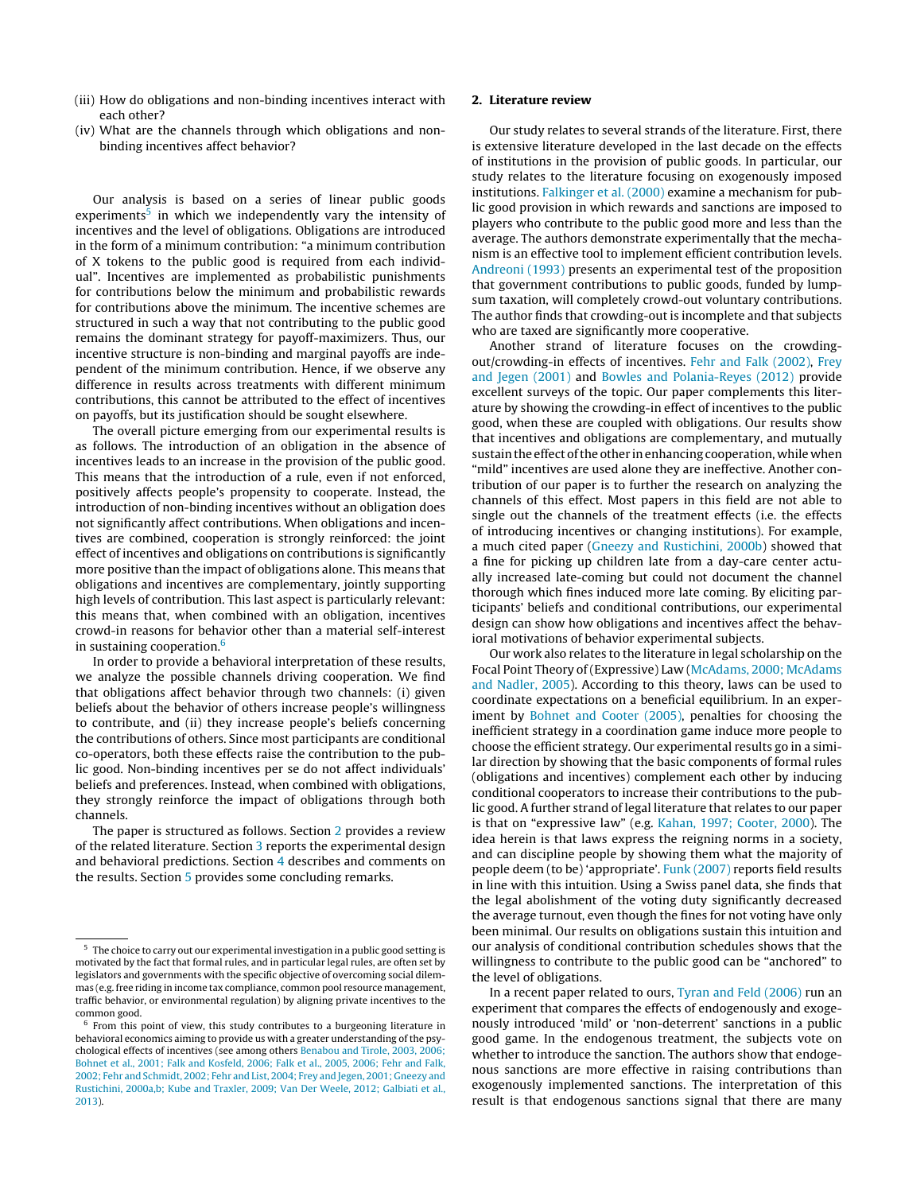(iii) How do obligations and non-binding incentives interact with each other?

(iv) What are the channels through which obligations and non-binding incentives affect behavior?

Our analysis is based on a series of linear public goods experiments[5] in which we independently vary the intensity of incentives and the level of obligations. Obligations are introduced in the form of a minimum contribution: "a minimum contribution of X tokens to the public good is required from each individual". Incentives are implemented as probabilistic punishments for contributions below the minimum and probabilistic rewards for contributions above the minimum. The incentive schemes are structured in such a way that not contributing to the public good remains the dominant strategy for payoff-maximizers. Thus, our incentive structure is non-binding and marginal payoffs are independent of the minimum contribution. Hence, if we observe any difference in results across treatments with different minimum contributions, this cannot be attributed to the effect of incentives on payoffs, but its justification should be sought elsewhere.

The overall picture emerging from our experimental results is as follows. The introduction of an obligation in the absence of incentives leads to an increase in the provision of the public good. This means that the introduction of a rule, even if not enforced, positively affects people's propensity to cooperate. Instead, the introduction of non-binding incentives without an obligation does not significantly affect contributions. When obligations and incentives are combined, cooperation is strongly reinforced: the joint effect of incentives and obligations on contributions is significantly more positive than the impact of obligations alone. This means that obligations and incentives are complementary, jointly supporting high levels of contribution. This last aspect is particularly relevant: this means that, when combined with an obligation, incentives crowd-in reasons for behavior other than a material self-interest in sustaining cooperation.[6]

In order to provide a behavioral interpretation of these results, we analyze the possible channels driving cooperation. We find that obligations affect behavior through two channels: (i) given beliefs about the behavior of others increase people's willingness to contribute, and (ii) they increase people's beliefs concerning the contributions of others. Since most participants are conditional co-operators, both these effects raise the contribution to the public good. Non-binding incentives per se do not affect individuals' beliefs and preferences. Instead, when combined with obligations, they strongly reinforce the impact of obligations through both channels.

The paper is structured as follows. Section 2 provides a review of the related literature. Section 3 reports the experimental design and behavioral predictions. Section 4 describes and comments on the results. Section 5 provides some concluding remarks.

## 2. Literature review

Our study relates to several strands of the literature. First, there is extensive literature developed in the last decade on the effects of institutions in the provision of public goods. In particular, our study relates to the literature focusing on exogenously imposed institutions. Falkinger et al. (2000) examine a mechanism for public good provision in which rewards and sanctions are imposed to players who contribute to the public good more and less than the average. The authors demonstrate experimentally that the mechanism is an effective tool to implement efficient contribution levels. Andreoni (1993) presents an experimental test of the proposition that government contributions to public goods, funded by lump-sum taxation, will completely crowd-out voluntary contributions. The author finds that crowding-out is incomplete and that subjects who are taxed are significantly more cooperative.

Another strand of literature focuses on the crowding-out/crowding-in effects of incentives. Fehr and Falk (2002), Frey and Jegen (2001) and Bowles and Polania-Reyes (2012) provide excellent surveys of the topic. Our paper complements this literature by showing the crowding-in effect of incentives to the public good, when these are coupled with obligations. Our results show that incentives and obligations are complementary, and mutually sustain the effect of the other in enhancing cooperation, while when "mild" incentives are used alone they are ineffective. Another contribution of our paper is to further the research on analyzing the channels of this effect. Most papers in this field are not able to single out the channels of the treatment effects (i.e. the effects of introducing incentives or changing institutions). For example, a much cited paper (Gneezy and Rustichini, 2000b) showed that a fine for picking up children late from a day-care center actually increased late-coming but could not document the channel thorough which fines induced more late coming. By eliciting participants' beliefs and conditional contributions, our experimental design can show how obligations and incentives affect the behavioral motivations of behavior experimental subjects.

Our work also relates to the literature in legal scholarship on the Focal Point Theory of (Expressive) Law (McAdams, 2000; McAdams and Nadler, 2005). According to this theory, laws can be used to coordinate expectations on a beneficial equilibrium. In an experiment by Bohnet and Cooter (2005), penalties for choosing the inefficient strategy in a coordination game induce more people to choose the efficient strategy. Our experimental results go in a similar direction by showing that the basic components of formal rules (obligations and incentives) complement each other by inducing conditional cooperators to increase their contributions to the public good. A further strand of legal literature that relates to our paper is that on "expressive law" (e.g. Kahan, 1997; Cooter, 2000). The idea herein is that laws express the reigning norms in a society, and can discipline people by showing them what the majority of people deem (to be) 'appropriate'. Funk (2007) reports field results in line with this intuition. Using a Swiss panel data, she finds that the legal abolishment of the voting duty significantly decreased the average turnout, even though the fines for not voting have only been minimal. Our results on obligations sustain this intuition and our analysis of conditional contribution schedules shows that the willingness to contribute to the public good can be "anchored" to the level of obligations.

In a recent paper related to ours, Tyran and Feld (2006) run an experiment that compares the effects of endogenously and exogenously introduced 'mild' or 'non-deterrent' sanctions in a public good game. In the endogenous treatment, the subjects vote on whether to introduce the sanction. The authors show that endogenous sanctions are more effective in raising contributions than exogenously implemented sanctions. The interpretation of this result is that endogenous sanctions signal that there are many

---

[5] The choice to carry out our experimental investigation in a public good setting is motivated by the fact that formal rules, and in particular legal rules, are often set by legislators and governments with the specific objective of overcoming social dilemmas (e.g. free riding in income tax compliance, common pool resource management, traffic behavior, or environmental regulation) by aligning private incentives to the common good.

[6] From this point of view, this study contributes to a burgeoning literature in behavioral economics aiming to provide us with a greater understanding of the psychological effects of incentives (see among others Benabou and Tirole, 2003, 2006; Bohnet et al., 2001; Falk and Kosfeld, 2006; Falk et al., 2005, 2006; Fehr and Falk, 2002; Fehr and Schmidt, 2002; Fehr and List, 2004; Frey and Jegen, 2001; Gneezy and Rustichini, 2000a,b; Kube and Traxler, 2009; Van Der Weele, 2012; Galbiati et al., 2013).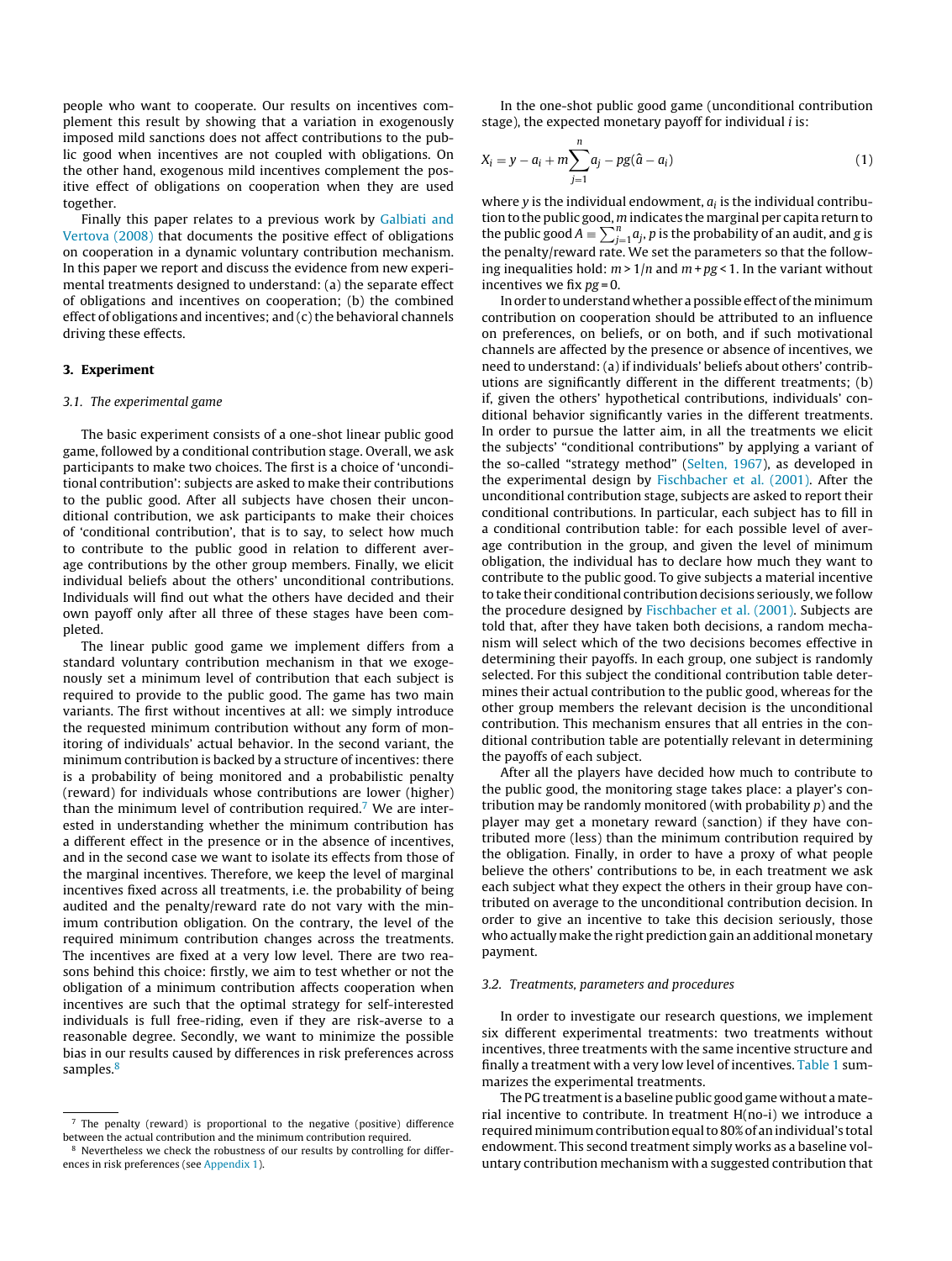people who want to cooperate. Our results on incentives complement this result by showing that a variation in exogenously imposed mild sanctions does not affect contributions to the public good when incentives are not coupled with obligations. On the other hand, exogenous mild incentives complement the positive effect of obligations on cooperation when they are used together.

Finally this paper relates to a previous work by Galbiati and Vertova (2008) that documents the positive effect of obligations on cooperation in a dynamic voluntary contribution mechanism. In this paper we report and discuss the evidence from new experimental treatments designed to understand: (a) the separate effect of obligations and incentives on cooperation; (b) the combined effect of obligations and incentives; and (c) the behavioral channels driving these effects.

## 3. Experiment

### 3.1. The experimental game

The basic experiment consists of a one-shot linear public good game, followed by a conditional contribution stage. Overall, we ask participants to make two choices. The first is a choice of 'unconditional contribution': subjects are asked to make their contributions to the public good. After all subjects have chosen their unconditional contribution, we ask participants to make their choices of 'conditional contribution', that is to say, to select how much to contribute to the public good in relation to different average contributions by the other group members. Finally, we elicit individual beliefs about the others' unconditional contributions. Individuals will find out what the others have decided and their own payoff only after all three of these stages have been completed.

The linear public good game we implement differs from a standard voluntary contribution mechanism in that we exogenously set a minimum level of contribution that each subject is required to provide to the public good. The game has two main variants. The first without incentives at all: we simply introduce the requested minimum contribution without any form of monitoring of individuals' actual behavior. In the second variant, the minimum contribution is backed by a structure of incentives: there is a probability of being monitored and a probabilistic penalty (reward) for individuals whose contributions are lower (higher) than the minimum level of contribution required.[7] We are interested in understanding whether the minimum contribution has a different effect in the presence or in the absence of incentives, and in the second case we want to isolate its effects from those of the marginal incentives. Therefore, we keep the level of marginal incentives fixed across all treatments, i.e. the probability of being audited and the penalty/reward rate do not vary with the minimum contribution obligation. On the contrary, the level of the required minimum contribution changes across the treatments. The incentives are fixed at a very low level. There are two reasons behind this choice: firstly, we aim to test whether or not the obligation of a minimum contribution affects cooperation when incentives are such that the optimal strategy for self-interested individuals is full free-riding, even if they are risk-averse to a reasonable degree. Secondly, we want to minimize the possible bias in our results caused by differences in risk preferences across samples.[8]

In the one-shot public good game (unconditional contribution stage), the expected monetary payoff for individual $i$ is:

$$X_i = y - a_i + m\sum_{j=1}^{n} a_j - pg(\hat{a} - a_i) \tag{1}$$

where $y$ is the individual endowment, $a_i$ is the individual contribution to the public good, $m$ indicates the marginal per capita return to the public good $A \equiv \sum_{j=1}^{n} a_j$, $p$ is the probability of an audit, and $g$ is the penalty/reward rate. We set the parameters so that the following inequalities hold: $m > 1/n$ and $m + pg < 1$. In the variant without incentives we fix $pg = 0$.

In order to understand whether a possible effect of the minimum contribution on cooperation should be attributed to an influence on preferences, on beliefs, or on both, and if such motivational channels are affected by the presence or absence of incentives, we need to understand: (a) if individuals' beliefs about others' contributions are significantly different in the different treatments; (b) if, given the others' hypothetical contributions, individuals' conditional behavior significantly varies in the different treatments. In order to pursue the latter aim, in all the treatments we elicit the subjects' "conditional contributions" by applying a variant of the so-called "strategy method" (Selten, 1967), as developed in the experimental design by Fischbacher et al. (2001). After the unconditional contribution stage, subjects are asked to report their conditional contributions. In particular, each subject has to fill in a conditional contribution table: for each possible level of average contribution in the group, and given the level of minimum obligation, the individual has to declare how much they want to contribute to the public good. To give subjects a material incentive to take their conditional contribution decisions seriously, we follow the procedure designed by Fischbacher et al. (2001). Subjects are told that, after they have taken both decisions, a random mechanism will select which of the two decisions becomes effective in determining their payoffs. In each group, one subject is randomly selected. For this subject the conditional contribution table determines their actual contribution to the public good, whereas for the other group members the relevant decision is the unconditional contribution. This mechanism ensures that all entries in the conditional contribution table are potentially relevant in determining the payoffs of each subject.

After all the players have decided how much to contribute to the public good, the monitoring stage takes place: a player's contribution may be randomly monitored (with probability $p$) and the player may get a monetary reward (sanction) if they have contributed more (less) than the minimum contribution required by the obligation. Finally, in order to have a proxy of what people believe the others' contributions to be, in each treatment we ask each subject what they expect the others in their group have contributed on average to the unconditional contribution decision. In order to give an incentive to take this decision seriously, those who actually make the right prediction gain an additional monetary payment.

### 3.2. Treatments, parameters and procedures

In order to investigate our research questions, we implement six different experimental treatments: two treatments without incentives, three treatments with the same incentive structure and finally a treatment with a very low level of incentives. Table 1 summarizes the experimental treatments.

The PG treatment is a baseline public good game without a material incentive to contribute. In treatment H(no-i) we introduce a required minimum contribution equal to 80% of an individual's total endowment. This second treatment simply works as a baseline voluntary contribution mechanism with a suggested contribution that

[7] The penalty (reward) is proportional to the negative (positive) difference between the actual contribution and the minimum contribution required.

[8] Nevertheless we check the robustness of our results by controlling for differences in risk preferences (see Appendix 1).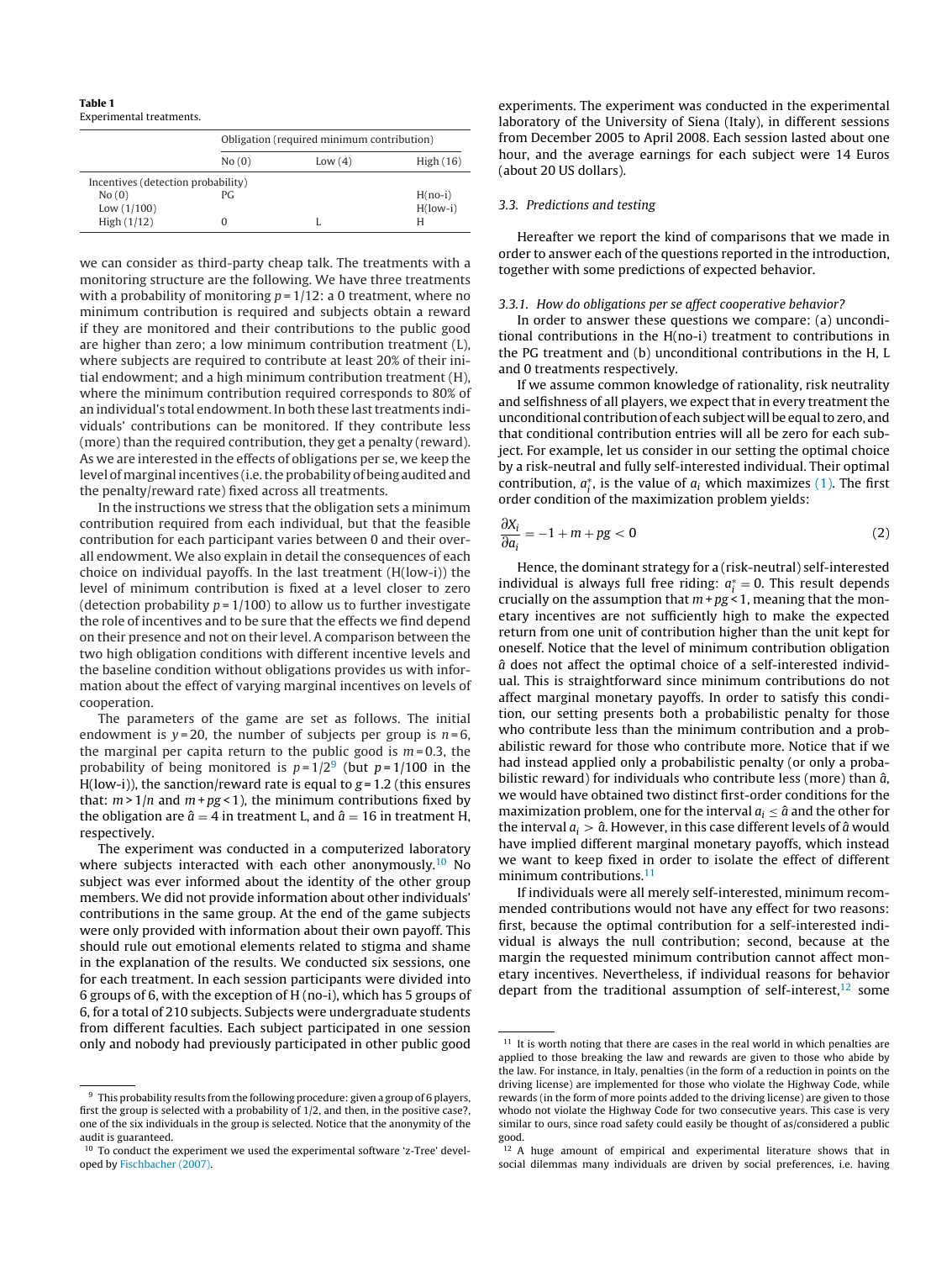**Table 1**
Experimental treatments.

| | Obligation (required minimum contribution) | | |
|---|---|---|---|
| | No (0) | Low (4) | High (16) |
| Incentives (detection probability) | | | |
| No (0) | PG | | H(no-i) |
| Low (1/100) | | | H(low-i) |
| High (1/12) | 0 | L | H |

we can consider as third-party cheap talk. The treatments with a monitoring structure are the following. We have three treatments with a probability of monitoring $p = 1/12$: a 0 treatment, where no minimum contribution is required and subjects obtain a reward if they are monitored and their contributions to the public good are higher than zero; a low minimum contribution treatment (L), where subjects are required to contribute at least 20% of their initial endowment; and a high minimum contribution treatment (H), where the minimum contribution required corresponds to 80% of an individual's total endowment. In both these last treatments individuals' contributions can be monitored. If they contribute less (more) than the required contribution, they get a penalty (reward). As we are interested in the effects of obligations per se, we keep the level of marginal incentives (i.e. the probability of being audited and the penalty/reward rate) fixed across all treatments.

In the instructions we stress that the obligation sets a minimum contribution required from each individual, but that the feasible contribution for each participant varies between 0 and their overall endowment. We also explain in detail the consequences of each choice on individual payoffs. In the last treatment (H(low-i)) the level of minimum contribution is fixed at a level closer to zero (detection probability $p = 1/100$) to allow us to further investigate the role of incentives and to be sure that the effects we find depend on their presence and not on their level. A comparison between the two high obligation conditions with different incentive levels and the baseline condition without obligations provides us with information about the effect of varying marginal incentives on levels of cooperation.

The parameters of the game are set as follows. The initial endowment is $y = 20$, the number of subjects per group is $n = 6$, the marginal per capita return to the public good is $m = 0.3$, the probability of being monitored is $p = 1/2$[9] (but $p = 1/100$ in the H(low-i)), the sanction/reward rate is equal to $g = 1.2$ (this ensures that: $m > 1/n$ and $m + pg < 1$), the minimum contributions fixed by the obligation are $\hat{a} = 4$ in treatment L, and $\hat{a} = 16$ in treatment H, respectively.

The experiment was conducted in a computerized laboratory where subjects interacted with each other anonymously.[10] No subject was ever informed about the identity of the other group members. We did not provide information about other individuals' contributions in the same group. At the end of the game subjects were only provided with information about their own payoff. This should rule out emotional elements related to stigma and shame in the explanation of the results. We conducted six sessions, one for each treatment. In each session participants were divided into 6 groups of 6, with the exception of H (no-i), which has 5 groups of 6, for a total of 210 subjects. Subjects were undergraduate students from different faculties. Each subject participated in one session only and nobody had previously participated in other public good experiments. The experiment was conducted in the experimental laboratory of the University of Siena (Italy), in different sessions from December 2005 to April 2008. Each session lasted about one hour, and the average earnings for each subject were 14 Euros (about 20 US dollars).

### 3.3. Predictions and testing

Hereafter we report the kind of comparisons that we made in order to answer each of the questions reported in the introduction, together with some predictions of expected behavior.

#### 3.3.1. How do obligations per se affect cooperative behavior?

In order to answer these questions we compare: (a) unconditional contributions in the H(no-i) treatment to contributions in the PG treatment and (b) unconditional contributions in the H, L and 0 treatments respectively.

If we assume common knowledge of rationality, risk neutrality and selfishness of all players, we expect that in every treatment the unconditional contribution of each subject will be equal to zero, and that conditional contribution entries will all be zero for each subject. For example, let us consider in our setting the optimal choice by a risk-neutral and fully self-interested individual. Their optimal contribution, $a_i^*$, is the value of $a_i$ which maximizes (1). The first order condition of the maximization problem yields:

$$\frac{\partial X_i}{\partial a_i} = -1 + m + pg < 0 \tag{2}$$

Hence, the dominant strategy for a (risk-neutral) self-interested individual is always full free riding: $a_i^* = 0$. This result depends crucially on the assumption that $m + pg < 1$, meaning that the monetary incentives are not sufficiently high to make the expected return from one unit of contribution higher than the unit kept for oneself. Notice that the level of minimum contribution obligation $\hat{a}$ does not affect the optimal choice of a self-interested individual. This is straightforward since minimum contributions do not affect marginal monetary payoffs. In order to satisfy this condition, our setting presents both a probabilistic penalty for those who contribute less than the minimum contribution and a probabilistic reward for those who contribute more. Notice that if we had instead applied only a probabilistic penalty (or only a probabilistic reward) for individuals who contribute less (more) than $\hat{a}$, we would have obtained two distinct first-order conditions for the maximization problem, one for the interval $a_i \leq \hat{a}$ and the other for the interval $a_i > \hat{a}$. However, in this case different levels of $\hat{a}$ would have implied different marginal monetary payoffs, which instead we want to keep fixed in order to isolate the effect of different minimum contributions.[11]

If individuals were all merely self-interested, minimum recommended contributions would not have any effect for two reasons: first, because the optimal contribution for a self-interested individual is always the null contribution; second, because at the margin the requested minimum contribution cannot affect monetary incentives. Nevertheless, if individual reasons for behavior depart from the traditional assumption of self-interest,[12] some

---

[9] This probability results from the following procedure: given a group of 6 players, first the group is selected with a probability of 1/2, and then, in the positive case?, one of the six individuals in the group is selected. Notice that the anonymity of the audit is guaranteed.

[10] To conduct the experiment we used the experimental software 'z-Tree' developed by Fischbacher (2007).

[11] It is worth noting that there are cases in the real world in which penalties are applied to those breaking the law and rewards are given to those who abide by the law. For instance, in Italy, penalties (in the form of a reduction in points on the driving license) are implemented for those who violate the Highway Code, while rewards (in the form of more points added to the driving license) are given to those whodo not violate the Highway Code for two consecutive years. This case is very similar to ours, since road safety could easily be thought of as/considered a public good.

[12] A huge amount of empirical and experimental literature shows that in social dilemmas many individuals are driven by social preferences, i.e. having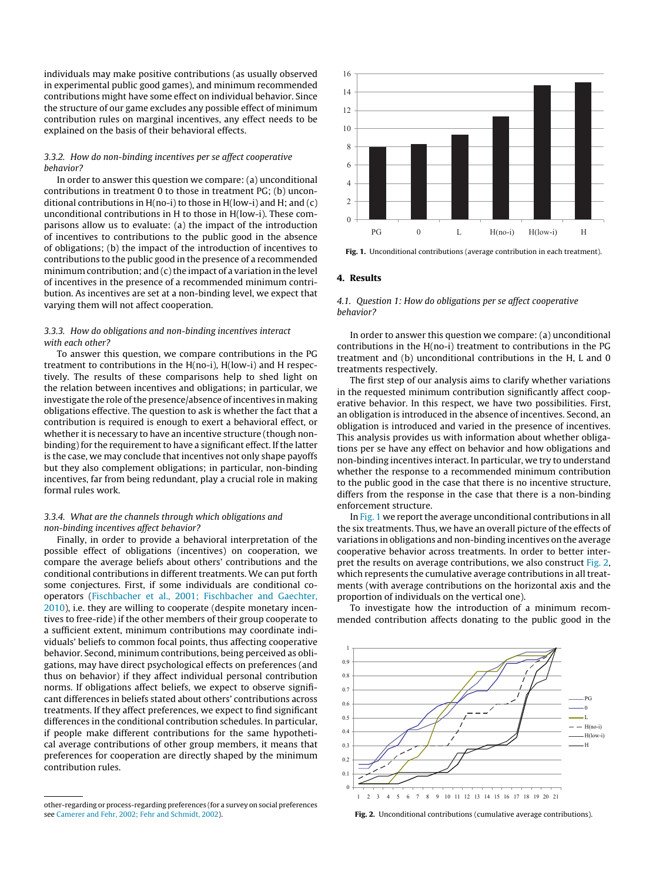individuals may make positive contributions (as usually observed in experimental public good games), and minimum recommended contributions might have some effect on individual behavior. Since the structure of our game excludes any possible effect of minimum contribution rules on marginal incentives, any effect needs to be explained on the basis of their behavioral effects.

#### 3.3.2. How do non-binding incentives per se affect cooperative behavior?

In order to answer this question we compare: (a) unconditional contributions in treatment 0 to those in treatment PG; (b) unconditional contributions in H(no-i) to those in H(low-i) and H; and (c) unconditional contributions in H to those in H(low-i). These comparisons allow us to evaluate: (a) the impact of the introduction of incentives to contributions to the public good in the absence of obligations; (b) the impact of the introduction of incentives to contributions to the public good in the presence of a recommended minimum contribution; and (c) the impact of a variation in the level of incentives in the presence of a recommended minimum contribution. As incentives are set at a non-binding level, we expect that varying them will not affect cooperation.

#### 3.3.3. How do obligations and non-binding incentives interact with each other?

To answer this question, we compare contributions in the PG treatment to contributions in the H(no-i), H(low-i) and H respectively. The results of these comparisons help to shed light on the relation between incentives and obligations; in particular, we investigate the role of the presence/absence of incentives in making obligations effective. The question to ask is whether the fact that a contribution is required is enough to exert a behavioral effect, or whether it is necessary to have an incentive structure (though non-binding) for the requirement to have a significant effect. If the latter is the case, we may conclude that incentives not only shape payoffs but they also complement obligations; in particular, non-binding incentives, far from being redundant, play a crucial role in making formal rules work.

#### 3.3.4. What are the channels through which obligations and non-binding incentives affect behavior?

Finally, in order to provide a behavioral interpretation of the possible effect of obligations (incentives) on cooperation, we compare the average beliefs about others' contributions and the conditional contributions in different treatments. We can put forth some conjectures. First, if some individuals are conditional co-operators (Fischbacher et al., 2001; Fischbacher and Gaechter, 2010), i.e. they are willing to cooperate (despite monetary incentives to free-ride) if the other members of their group cooperate to a sufficient extent, minimum contributions may coordinate individuals' beliefs to common focal points, thus affecting cooperative behavior. Second, minimum contributions, being perceived as obligations, may have direct psychological effects on preferences (and thus on behavior) if they affect individual personal contribution norms. If obligations affect beliefs, we expect to observe significant differences in beliefs stated about others' contributions across treatments. If they affect preferences, we expect to find significant differences in the conditional contribution schedules. In particular, if people make different contributions for the same hypothetical average contributions of other group members, it means that preferences for cooperation are directly shaped by the minimum contribution rules.

other-regarding or process-regarding preferences (for a survey on social preferences see Camerer and Fehr, 2002; Fehr and Schmidt, 2002).

**Fig. 1.** Unconditional contributions (average contribution in each treatment).

## 4. Results

### 4.1. Question 1: How do obligations per se affect cooperative behavior?

In order to answer this question we compare: (a) unconditional contributions in the H(no-i) treatment to contributions in the PG treatment and (b) unconditional contributions in the H, L and 0 treatments respectively.

The first step of our analysis aims to clarify whether variations in the requested minimum contribution significantly affect cooperative behavior. In this respect, we have two possibilities. First, an obligation is introduced in the absence of incentives. Second, an obligation is introduced and varied in the presence of incentives. This analysis provides us with information about whether obligations per se have any effect on behavior and how obligations and non-binding incentives interact. In particular, we try to understand whether the response to a recommended minimum contribution to the public good in the case that there is no incentive structure, differs from the response in the case that there is a non-binding enforcement structure.

In Fig. 1 we report the average unconditional contributions in all the six treatments. Thus, we have an overall picture of the effects of variations in obligations and non-binding incentives on the average cooperative behavior across treatments. In order to better interpret the results on average contributions, we also construct Fig. 2, which represents the cumulative average contributions in all treatments (with average contributions on the horizontal axis and the proportion of individuals on the vertical one).

To investigate how the introduction of a minimum recommended contribution affects donating to the public good in the

**Fig. 2.** Unconditional contributions (cumulative average contributions).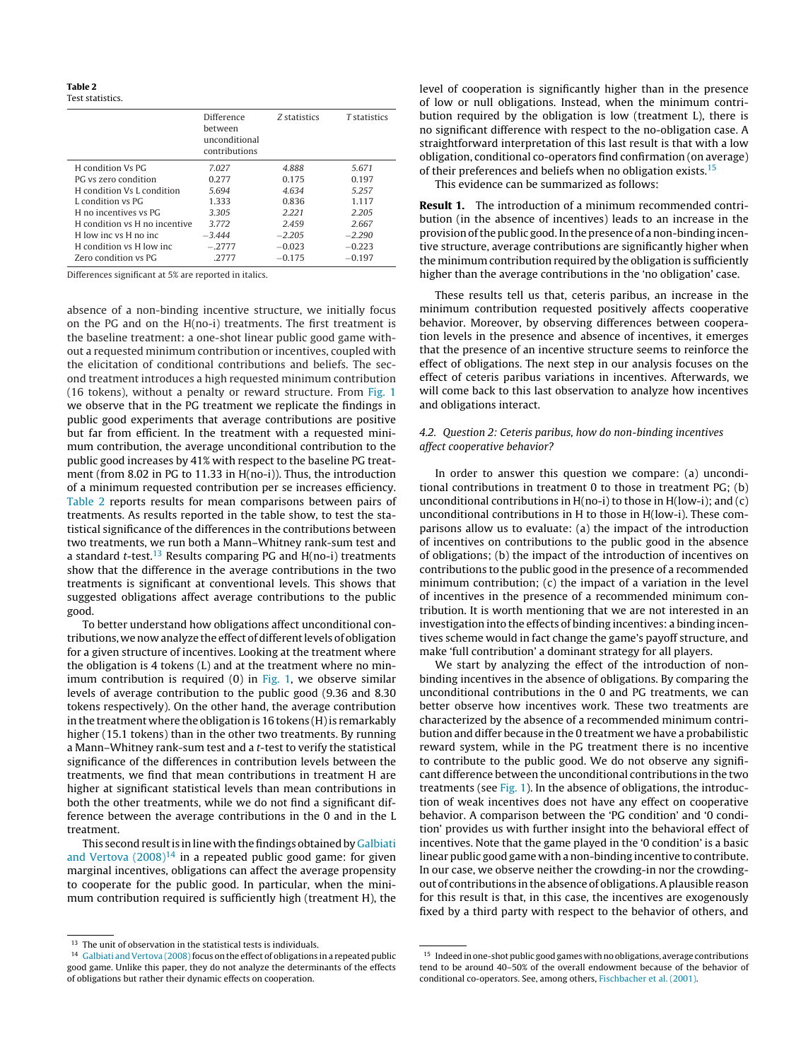**Table 2**
Test statistics.

| | Difference between unconditional contributions | Z statistics | T statistics |
|---|---|---|---|
| H condition Vs PG | *7.027* | *4.888* | *5.671* |
| PG vs zero condition | 0.277 | 0.175 | 0.197 |
| H condition Vs L condition | *5.694* | *4.634* | *5.257* |
| L condition vs PG | 1.333 | 0.836 | 1.117 |
| H no incentives vs PG | *3.305* | *2.221* | *2.205* |
| H condition vs H no incentive | *3.772* | *2.459* | *2.667* |
| H low inc vs H no inc | *−3.444* | *−2.205* | *−2.290* |
| H condition vs H low inc | −.2777 | −0.023 | −0.223 |
| Zero condition vs PG | .2777 | −0.175 | −0.197 |

Differences significant at 5% are reported in italics.

absence of a non-binding incentive structure, we initially focus on the PG and on the H(no-i) treatments. The first treatment is the baseline treatment: a one-shot linear public good game without a requested minimum contribution or incentives, coupled with the elicitation of conditional contributions and beliefs. The second treatment introduces a high requested minimum contribution (16 tokens), without a penalty or reward structure. From Fig. 1 we observe that in the PG treatment we replicate the findings in public good experiments that average contributions are positive but far from efficient. In the treatment with a requested minimum contribution, the average unconditional contribution to the public good increases by 41% with respect to the baseline PG treatment (from 8.02 in PG to 11.33 in H(no-i)). Thus, the introduction of a minimum requested contribution per se increases efficiency. Table 2 reports results for mean comparisons between pairs of treatments. As results reported in the table show, to test the statistical significance of the differences in the contributions between two treatments, we run both a Mann–Whitney rank-sum test and a standard *t*-test.[13] Results comparing PG and H(no-i) treatments show that the difference in the average contributions in the two treatments is significant at conventional levels. This shows that suggested obligations affect average contributions to the public good.

To better understand how obligations affect unconditional contributions, we now analyze the effect of different levels of obligation for a given structure of incentives. Looking at the treatment where the obligation is 4 tokens (L) and at the treatment where no minimum contribution is required (0) in Fig. 1, we observe similar levels of average contribution to the public good (9.36 and 8.30 tokens respectively). On the other hand, the average contribution in the treatment where the obligation is 16 tokens (H) is remarkably higher (15.1 tokens) than in the other two treatments. By running a Mann–Whitney rank-sum test and a *t*-test to verify the statistical significance of the differences in contribution levels between the treatments, we find that mean contributions in treatment H are higher at significant statistical levels than mean contributions in both the other treatments, while we do not find a significant difference between the average contributions in the 0 and in the L treatment.

This second result is in line with the findings obtained by Galbiati and Vertova (2008)[14] in a repeated public good game: for given marginal incentives, obligations can affect the average propensity to cooperate for the public good. In particular, when the minimum contribution required is sufficiently high (treatment H), the level of cooperation is significantly higher than in the presence of low or null obligations. Instead, when the minimum contribution required by the obligation is low (treatment L), there is no significant difference with respect to the no-obligation case. A straightforward interpretation of this last result is that with a low obligation, conditional co-operators find confirmation (on average) of their preferences and beliefs when no obligation exists.[15]

This evidence can be summarized as follows:

**Result 1.** The introduction of a minimum recommended contribution (in the absence of incentives) leads to an increase in the provision of the public good. In the presence of a non-binding incentive structure, average contributions are significantly higher when the minimum contribution required by the obligation is sufficiently higher than the average contributions in the 'no obligation' case.

These results tell us that, ceteris paribus, an increase in the minimum contribution requested positively affects cooperative behavior. Moreover, by observing differences between cooperation levels in the presence and absence of incentives, it emerges that the presence of an incentive structure seems to reinforce the effect of obligations. The next step in our analysis focuses on the effect of ceteris paribus variations in incentives. Afterwards, we will come back to this last observation to analyze how incentives and obligations interact.

### 4.2. *Question 2: Ceteris paribus, how do non-binding incentives affect cooperative behavior?*

In order to answer this question we compare: (a) unconditional contributions in treatment 0 to those in treatment PG; (b) unconditional contributions in H(no-i) to those in H(low-i); and (c) unconditional contributions in H to those in H(low-i). These comparisons allow us to evaluate: (a) the impact of the introduction of incentives on contributions to the public good in the absence of obligations; (b) the impact of the introduction of incentives on contributions to the public good in the presence of a recommended minimum contribution; (c) the impact of a variation in the level of incentives in the presence of a recommended minimum contribution. It is worth mentioning that we are not interested in an investigation into the effects of binding incentives: a binding incentives scheme would in fact change the game's payoff structure, and make 'full contribution' a dominant strategy for all players.

We start by analyzing the effect of the introduction of non-binding incentives in the absence of obligations. By comparing the unconditional contributions in the 0 and PG treatments, we can better observe how incentives work. These two treatments are characterized by the absence of a recommended minimum contribution and differ because in the 0 treatment we have a probabilistic reward system, while in the PG treatment there is no incentive to contribute to the public good. We do not observe any significant difference between the unconditional contributions in the two treatments (see Fig. 1). In the absence of obligations, the introduction of weak incentives does not have any effect on cooperative behavior. A comparison between the 'PG condition' and '0 condition' provides us with further insight into the behavioral effect of incentives. Note that the game played in the '0 condition' is a basic linear public good game with a non-binding incentive to contribute. In our case, we observe neither the crowding-in nor the crowding-out of contributions in the absence of obligations. A plausible reason for this result is that, in this case, the incentives are exogenously fixed by a third party with respect to the behavior of others, and

[13] The unit of observation in the statistical tests is individuals.

[14] Galbiati and Vertova (2008) focus on the effect of obligations in a repeated public good game. Unlike this paper, they do not analyze the determinants of the effects of obligations but rather their dynamic effects on cooperation.

[15] Indeed in one-shot public good games with no obligations, average contributions tend to be around 40–50% of the overall endowment because of the behavior of conditional co-operators. See, among others, Fischbacher et al. (2001).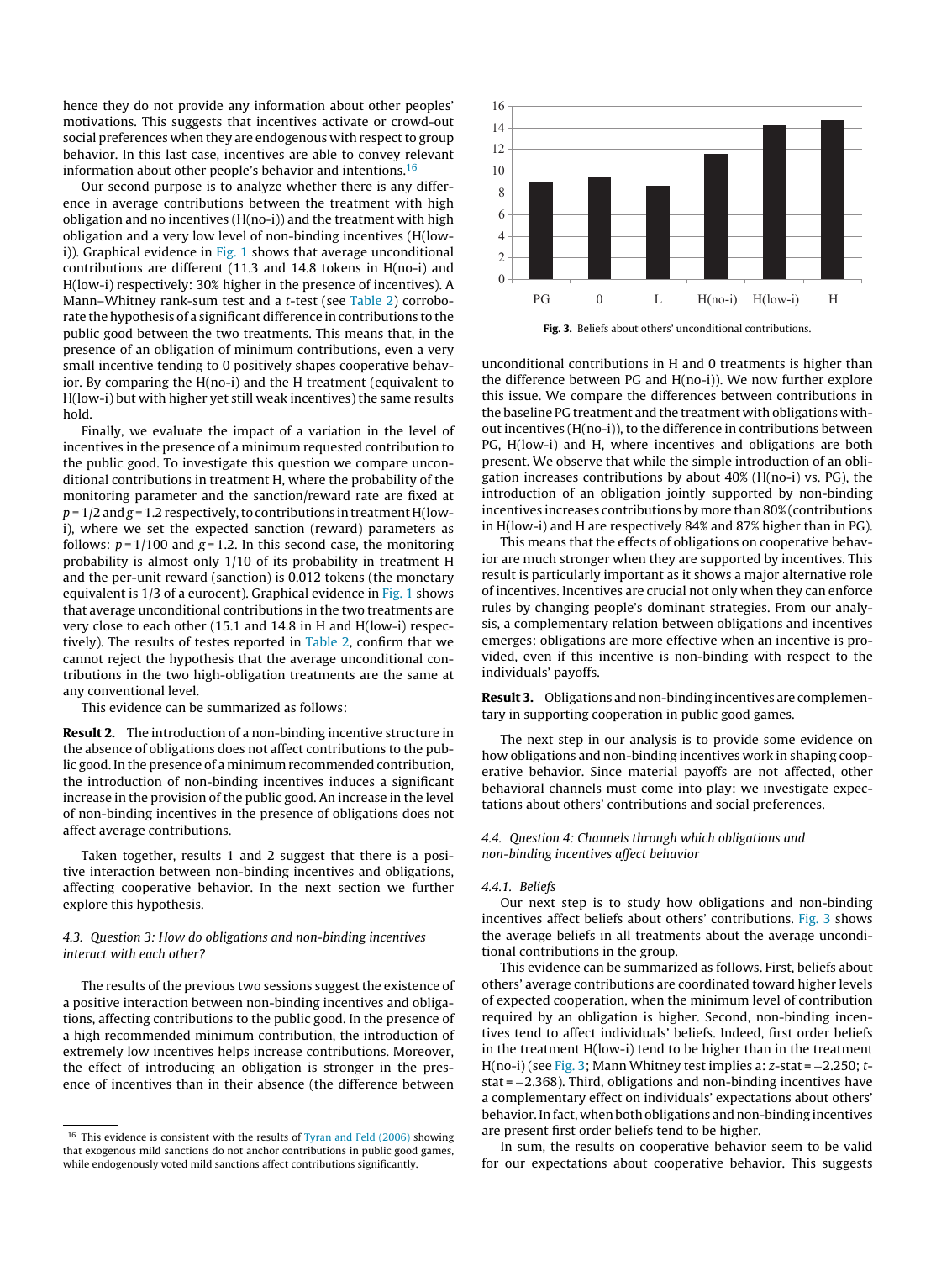hence they do not provide any information about other peoples' motivations. This suggests that incentives activate or crowd-out social preferences when they are endogenous with respect to group behavior. In this last case, incentives are able to convey relevant information about other people's behavior and intentions.[16]

Our second purpose is to analyze whether there is any difference in average contributions between the treatment with high obligation and no incentives (H(no-i)) and the treatment with high obligation and a very low level of non-binding incentives (H(low-i)). Graphical evidence in Fig. 1 shows that average unconditional contributions are different (11.3 and 14.8 tokens in H(no-i) and H(low-i) respectively: 30% higher in the presence of incentives). A Mann–Whitney rank-sum test and a *t*-test (see Table 2) corroborate the hypothesis of a significant difference in contributions to the public good between the two treatments. This means that, in the presence of an obligation of minimum contributions, even a very small incentive tending to 0 positively shapes cooperative behavior. By comparing the H(no-i) and the H treatment (equivalent to H(low-i) but with higher yet still weak incentives) the same results hold.

Finally, we evaluate the impact of a variation in the level of incentives in the presence of a minimum requested contribution to the public good. To investigate this question we compare unconditional contributions in treatment H, where the probability of the monitoring parameter and the sanction/reward rate are fixed at $p = 1/2$ and $g = 1.2$ respectively, to contributions in treatment H(low-i), where we set the expected sanction (reward) parameters as follows: $p = 1/100$ and $g = 1.2$. In this second case, the monitoring probability is almost only 1/10 of its probability in treatment H and the per-unit reward (sanction) is 0.012 tokens (the monetary equivalent is 1/3 of a eurocent). Graphical evidence in Fig. 1 shows that average unconditional contributions in the two treatments are very close to each other (15.1 and 14.8 in H and H(low-i) respectively). The results of testes reported in Table 2, confirm that we cannot reject the hypothesis that the average unconditional contributions in the two high-obligation treatments are the same at any conventional level.

This evidence can be summarized as follows:

**Result 2.** The introduction of a non-binding incentive structure in the absence of obligations does not affect contributions to the public good. In the presence of a minimum recommended contribution, the introduction of non-binding incentives induces a significant increase in the provision of the public good. An increase in the level of non-binding incentives in the presence of obligations does not affect average contributions.

Taken together, results 1 and 2 suggest that there is a positive interaction between non-binding incentives and obligations, affecting cooperative behavior. In the next section we further explore this hypothesis.

### 4.3. Question 3: How do obligations and non-binding incentives interact with each other?

The results of the previous two sessions suggest the existence of a positive interaction between non-binding incentives and obligations, affecting contributions to the public good. In the presence of a high recommended minimum contribution, the introduction of extremely low incentives helps increase contributions. Moreover, the effect of introducing an obligation is stronger in the presence of incentives than in their absence (the difference between unconditional contributions in H and 0 treatments is higher than the difference between PG and H(no-i)). We now further explore this issue. We compare the differences between contributions in the baseline PG treatment and the treatment with obligations without incentives (H(no-i)), to the difference in contributions between PG, H(low-i) and H, where incentives and obligations are both present. We observe that while the simple introduction of an obligation increases contributions by about 40% (H(no-i) vs. PG), the introduction of an obligation jointly supported by non-binding incentives increases contributions by more than 80% (contributions in H(low-i) and H are respectively 84% and 87% higher than in PG).

This means that the effects of obligations on cooperative behavior are much stronger when they are supported by incentives. This result is particularly important as it shows a major alternative role of incentives. Incentives are crucial not only when they can enforce rules by changing people's dominant strategies. From our analysis, a complementary relation between obligations and incentives emerges: obligations are more effective when an incentive is provided, even if this incentive is non-binding with respect to the individuals' payoffs.

**Result 3.** Obligations and non-binding incentives are complementary in supporting cooperation in public good games.

The next step in our analysis is to provide some evidence on how obligations and non-binding incentives work in shaping cooperative behavior. Since material payoffs are not affected, other behavioral channels must come into play: we investigate expectations about others' contributions and social preferences.

### 4.4. Question 4: Channels through which obligations and non-binding incentives affect behavior

#### 4.4.1. Beliefs

Our next step is to study how obligations and non-binding incentives affect beliefs about others' contributions. Fig. 3 shows the average beliefs in all treatments about the average unconditional contributions in the group.

**Fig. 3.** Beliefs about others' unconditional contributions.

This evidence can be summarized as follows. First, beliefs about others' average contributions are coordinated toward higher levels of expected cooperation, when the minimum level of contribution required by an obligation is higher. Second, non-binding incentives tend to affect individuals' beliefs. Indeed, first order beliefs in the treatment H(low-i) tend to be higher than in the treatment H(no-i) (see Fig. 3; Mann Whitney test implies a: *z*-stat = −2.250; *t*-stat = −2.368). Third, obligations and non-binding incentives have a complementary effect on individuals' expectations about others' behavior. In fact, when both obligations and non-binding incentives are present first order beliefs tend to be higher.

In sum, the results on cooperative behavior seem to be valid for our expectations about cooperative behavior. This suggests

[16] This evidence is consistent with the results of Tyran and Feld (2006) showing that exogenous mild sanctions do not anchor contributions in public good games, while endogenously voted mild sanctions affect contributions significantly.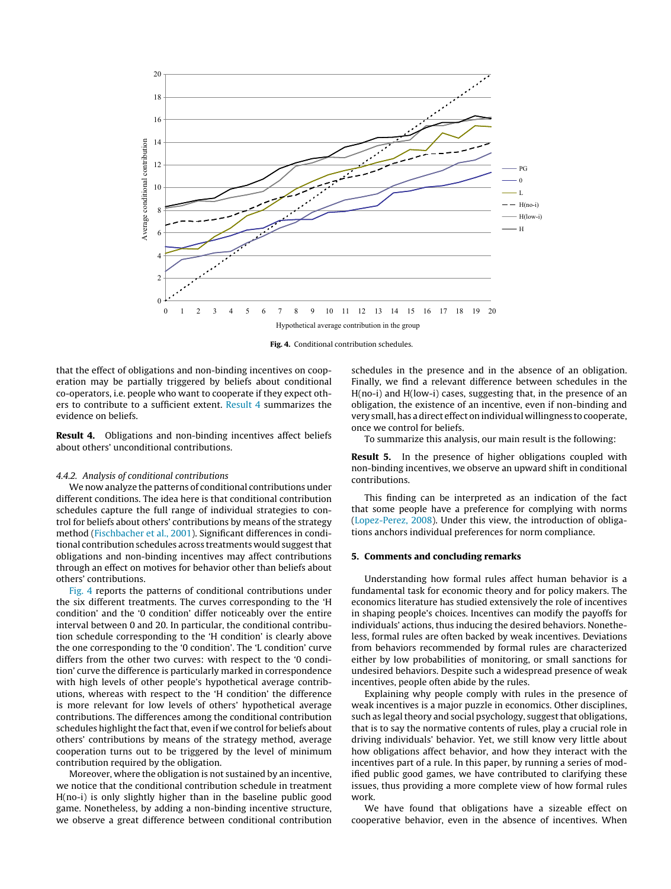20
18
16
14
12
10
8
6
4
2
0

Average conditional contribution

0 1 2 3 4 5 6 7 8 9 10 11 12 13 14 15 16 17 18 19 20

Hypothetical average contribution in the group

PG
0
L
H(no-i)
H(low-i)
H

**Fig. 4.** Conditional contribution schedules.

that the effect of obligations and non-binding incentives on cooperation may be partially triggered by beliefs about conditional co-operators, i.e. people who want to cooperate if they expect others to contribute to a sufficient extent. Result 4 summarizes the evidence on beliefs.

**Result 4.** Obligations and non-binding incentives affect beliefs about others' unconditional contributions.

#### 4.4.2. Analysis of conditional contributions

We now analyze the patterns of conditional contributions under different conditions. The idea here is that conditional contribution schedules capture the full range of individual strategies to control for beliefs about others' contributions by means of the strategy method (Fischbacher et al., 2001). Significant differences in conditional contribution schedules across treatments would suggest that obligations and non-binding incentives may affect contributions through an effect on motives for behavior other than beliefs about others' contributions.

Fig. 4 reports the patterns of conditional contributions under the six different treatments. The curves corresponding to the 'H condition' and the '0 condition' differ noticeably over the entire interval between 0 and 20. In particular, the conditional contribution schedule corresponding to the 'H condition' is clearly above the one corresponding to the '0 condition'. The 'L condition' curve differs from the other two curves: with respect to the '0 condition' curve the difference is particularly marked in correspondence with high levels of other people's hypothetical average contributions, whereas with respect to the 'H condition' the difference is more relevant for low levels of others' hypothetical average contributions. The differences among the conditional contribution schedules highlight the fact that, even if we control for beliefs about others' contributions by means of the strategy method, average cooperation turns out to be triggered by the level of minimum contribution required by the obligation.

Moreover, where the obligation is not sustained by an incentive, we notice that the conditional contribution schedule in treatment H(no-i) is only slightly higher than in the baseline public good game. Nonetheless, by adding a non-binding incentive structure, we observe a great difference between conditional contribution schedules in the presence and in the absence of an obligation. Finally, we find a relevant difference between schedules in the H(no-i) and H(low-i) cases, suggesting that, in the presence of an obligation, the existence of an incentive, even if non-binding and very small, has a direct effect on individual willingness to cooperate, once we control for beliefs.

To summarize this analysis, our main result is the following:

**Result 5.** In the presence of higher obligations coupled with non-binding incentives, we observe an upward shift in conditional contributions.

This finding can be interpreted as an indication of the fact that some people have a preference for complying with norms (Lopez-Perez, 2008). Under this view, the introduction of obligations anchors individual preferences for norm compliance.

## 5. Comments and concluding remarks

Understanding how formal rules affect human behavior is a fundamental task for economic theory and for policy makers. The economics literature has studied extensively the role of incentives in shaping people's choices. Incentives can modify the payoffs for individuals' actions, thus inducing the desired behaviors. Nonetheless, formal rules are often backed by weak incentives. Deviations from behaviors recommended by formal rules are characterized either by low probabilities of monitoring, or small sanctions for undesired behaviors. Despite such a widespread presence of weak incentives, people often abide by the rules.

Explaining why people comply with rules in the presence of weak incentives is a major puzzle in economics. Other disciplines, such as legal theory and social psychology, suggest that obligations, that is to say the normative contents of rules, play a crucial role in driving individuals' behavior. Yet, we still know very little about how obligations affect behavior, and how they interact with the incentives part of a rule. In this paper, by running a series of modified public good games, we have contributed to clarifying these issues, thus providing a more complete view of how formal rules work.

We have found that obligations have a sizeable effect on cooperative behavior, even in the absence of incentives. When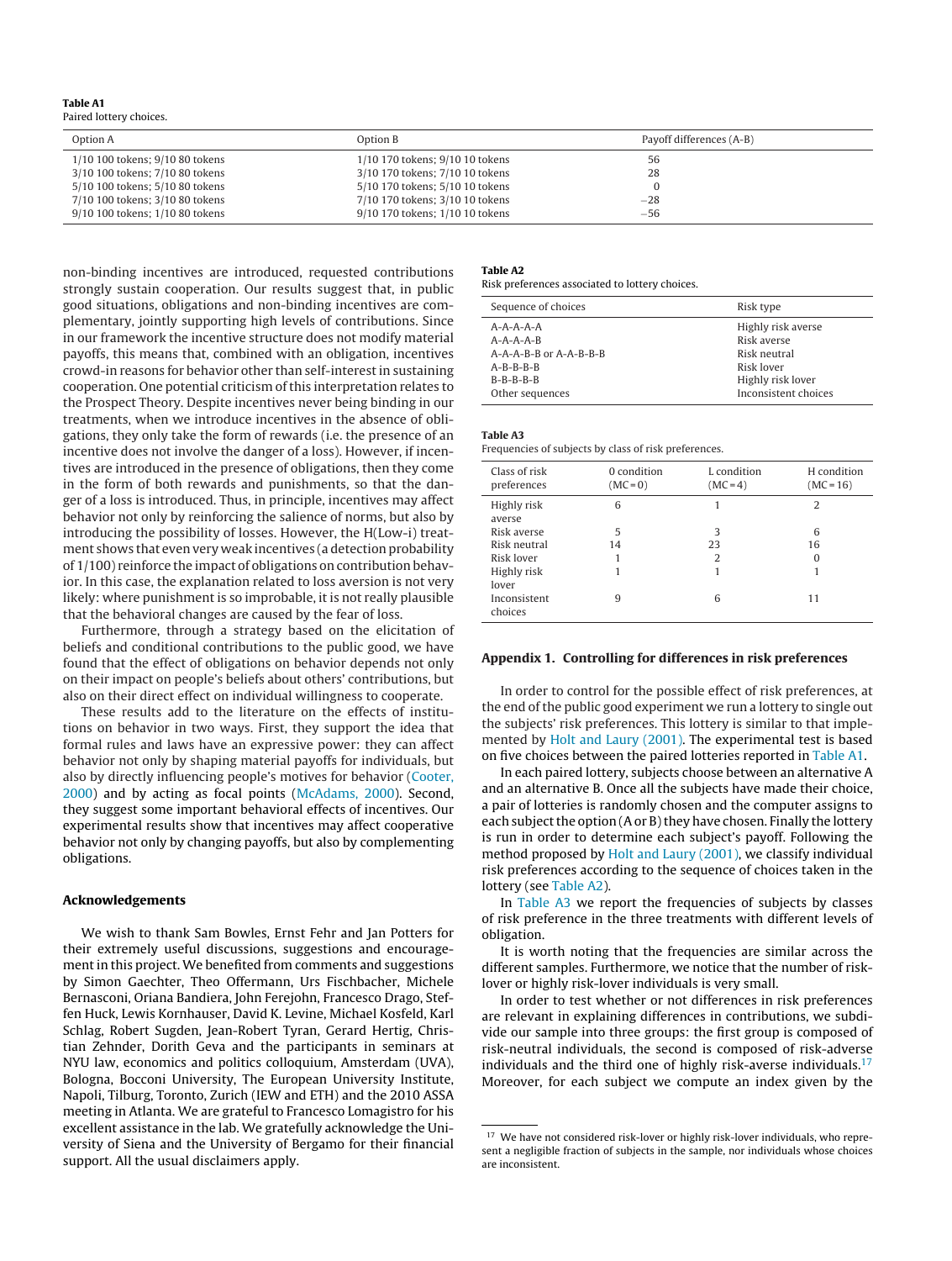**Table A1**
Paired lottery choices.

| Option A | Option B | Payoff differences (A-B) |
|---|---|---|
| 1/10 100 tokens; 9/10 80 tokens | 1/10 170 tokens; 9/10 10 tokens | 56 |
| 3/10 100 tokens; 7/10 80 tokens | 3/10 170 tokens; 7/10 10 tokens | 28 |
| 5/10 100 tokens; 5/10 80 tokens | 5/10 170 tokens; 5/10 10 tokens | 0 |
| 7/10 100 tokens; 3/10 80 tokens | 7/10 170 tokens; 3/10 10 tokens | −28 |
| 9/10 100 tokens; 1/10 80 tokens | 9/10 170 tokens; 1/10 10 tokens | −56 |

non-binding incentives are introduced, requested contributions strongly sustain cooperation. Our results suggest that, in public good situations, obligations and non-binding incentives are complementary, jointly supporting high levels of contributions. Since in our framework the incentive structure does not modify material payoffs, this means that, combined with an obligation, incentives crowd-in reasons for behavior other than self-interest in sustaining cooperation. One potential criticism of this interpretation relates to the Prospect Theory. Despite incentives never being binding in our treatments, when we introduce incentives in the absence of obligations, they only take the form of rewards (i.e. the presence of an incentive does not involve the danger of a loss). However, if incentives are introduced in the presence of obligations, then they come in the form of both rewards and punishments, so that the danger of a loss is introduced. Thus, in principle, incentives may affect behavior not only by reinforcing the salience of norms, but also by introducing the possibility of losses. However, the H(Low-i) treatment shows that even very weak incentives (a detection probability of 1/100) reinforce the impact of obligations on contribution behavior. In this case, the explanation related to loss aversion is not very likely: where punishment is so improbable, it is not really plausible that the behavioral changes are caused by the fear of loss.

Furthermore, through a strategy based on the elicitation of beliefs and conditional contributions to the public good, we have found that the effect of obligations on behavior depends not only on their impact on people's beliefs about others' contributions, but also on their direct effect on individual willingness to cooperate.

These results add to the literature on the effects of institutions on behavior in two ways. First, they support the idea that formal rules and laws have an expressive power: they can affect behavior not only by shaping material payoffs for individuals, but also by directly influencing people's motives for behavior (Cooter, 2000) and by acting as focal points (McAdams, 2000). Second, they suggest some important behavioral effects of incentives. Our experimental results show that incentives may affect cooperative behavior not only by changing payoffs, but also by complementing obligations.

## Acknowledgements

We wish to thank Sam Bowles, Ernst Fehr and Jan Potters for their extremely useful discussions, suggestions and encouragement in this project. We benefited from comments and suggestions by Simon Gaechter, Theo Offermann, Urs Fischbacher, Michele Bernasconi, Oriana Bandiera, John Ferejohn, Francesco Drago, Steffen Huck, Lewis Kornhauser, David K. Levine, Michael Kosfeld, Karl Schlag, Robert Sugden, Jean-Robert Tyran, Gerard Hertig, Christian Zehnder, Dorith Geva and the participants in seminars at NYU law, economics and politics colloquium, Amsterdam (UVA), Bologna, Bocconi University, The European University Institute, Napoli, Tilburg, Toronto, Zurich (IEW and ETH) and the 2010 ASSA meeting in Atlanta. We are grateful to Francesco Lomagistro for his excellent assistance in the lab. We gratefully acknowledge the University of Siena and the University of Bergamo for their financial support. All the usual disclaimers apply.

**Table A2**
Risk preferences associated to lottery choices.

| Sequence of choices | Risk type |
|---|---|
| A-A-A-A-A | Highly risk averse |
| A-A-A-A-B | Risk averse |
| A-A-A-B-B or A-A-B-B-B | Risk neutral |
| A-B-B-B-B | Risk lover |
| B-B-B-B-B | Highly risk lover |
| Other sequences | Inconsistent choices |

**Table A3**
Frequencies of subjects by class of risk preferences.

| Class of risk preferences | 0 condition (MC = 0) | L condition (MC = 4) | H condition (MC = 16) |
|---|---|---|---|
| Highly risk averse | 6 | 1 | 2 |
| Risk averse | 5 | 3 | 6 |
| Risk neutral | 14 | 23 | 16 |
| Risk lover | 1 | 2 | 0 |
| Highly risk lover | 1 | 1 | 1 |
| Inconsistent choices | 9 | 6 | 11 |

## Appendix 1. Controlling for differences in risk preferences

In order to control for the possible effect of risk preferences, at the end of the public good experiment we run a lottery to single out the subjects' risk preferences. This lottery is similar to that implemented by Holt and Laury (2001). The experimental test is based on five choices between the paired lotteries reported in Table A1.

In each paired lottery, subjects choose between an alternative A and an alternative B. Once all the subjects have made their choice, a pair of lotteries is randomly chosen and the computer assigns to each subject the option (A or B) they have chosen. Finally the lottery is run in order to determine each subject's payoff. Following the method proposed by Holt and Laury (2001), we classify individual risk preferences according to the sequence of choices taken in the lottery (see Table A2).

In Table A3 we report the frequencies of subjects by classes of risk preference in the three treatments with different levels of obligation.

It is worth noting that the frequencies are similar across the different samples. Furthermore, we notice that the number of risk-lover or highly risk-lover individuals is very small.

In order to test whether or not differences in risk preferences are relevant in explaining differences in contributions, we subdivide our sample into three groups: the first group is composed of risk-neutral individuals, the second is composed of risk-adverse individuals and the third one of highly risk-averse individuals.[17] Moreover, for each subject we compute an index given by the

[17] We have not considered risk-lover or highly risk-lover individuals, who represent a negligible fraction of subjects in the sample, nor individuals whose choices are inconsistent.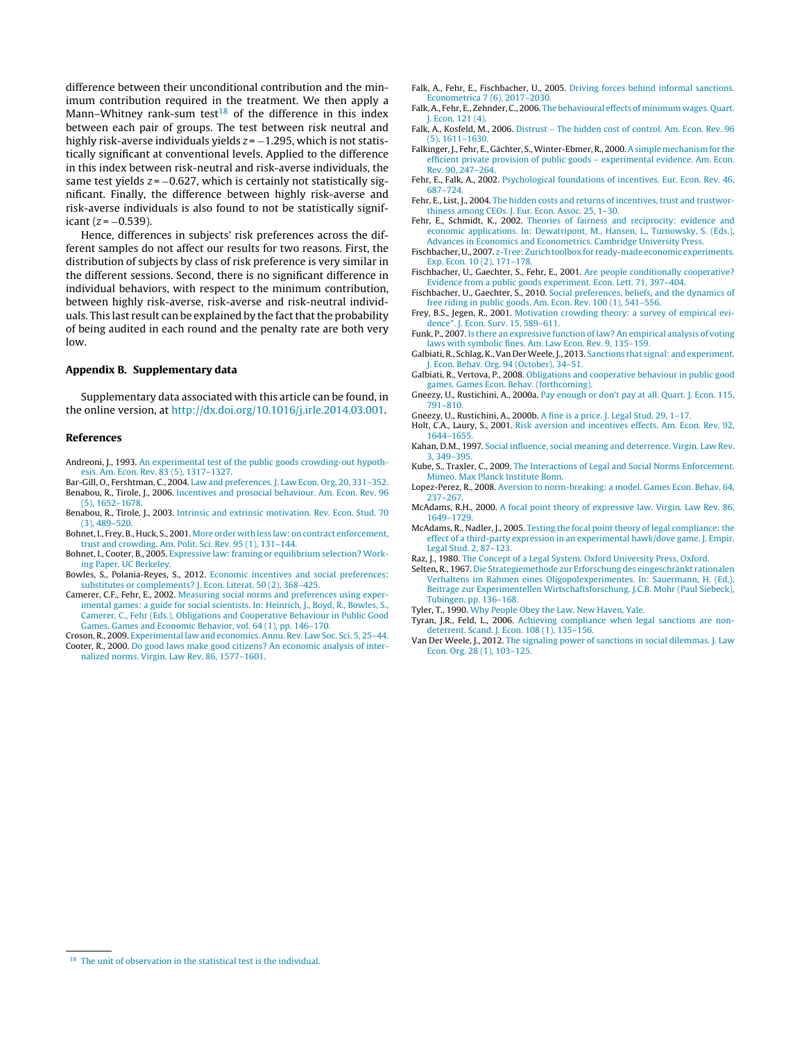difference between their unconditional contribution and the minimum contribution required in the treatment. We then apply a Mann–Whitney rank-sum test[18] of the difference in this index between each pair of groups. The test between risk neutral and highly risk-averse individuals yields $z = -1.295$, which is not statistically significant at conventional levels. Applied to the difference in this index between risk-neutral and risk-averse individuals, the same test yields $z = -0.627$, which is certainly not statistically significant. Finally, the difference between highly risk-averse and risk-averse individuals is also found to not be statistically significant ($z = -0.539$).

Hence, differences in subjects' risk preferences across the different samples do not affect our results for two reasons. First, the distribution of subjects by class of risk preference is very similar in the different sessions. Second, there is no significant difference in individual behaviors, with respect to the minimum contribution, between highly risk-averse, risk-averse and risk-neutral individuals. This last result can be explained by the fact that the probability of being audited in each round and the penalty rate are both very low.

## Appendix B. Supplementary data

Supplementary data associated with this article can be found, in the online version, at http://dx.doi.org/10.1016/j.irle.2014.03.001.

## References

Andreoni, J., 1993. An experimental test of the public goods crowding-out hypothesis. Am. Econ. Rev. 83 (5), 1317–1327.

Bar-Gill, O., Fershtman, C., 2004. Law and preferences. J. Law Econ. Org. 20, 331–352.

Benabou, R., Tirole, J., 2006. Incentives and prosocial behaviour. Am. Econ. Rev. 96 (5), 1652–1678.

Benabou, R., Tirole, J., 2003. Intrinsic and extrinsic motivation. Rev. Econ. Stud. 70 (3), 489–520.

Bohnet, I., Frey, B., Huck, S., 2001. More order with less law: on contract enforcement, trust and crowding. Am. Polit. Sci. Rev. 95 (1), 131–144.

Bohnet, I., Cooter, B., 2005. Expressive law: framing or equilibrium selection? Working Paper. UC Berkeley.

Bowles, S., Polania-Reyes, S., 2012. Economic incentives and social preferences: substitutes or complements? J. Econ. Literat. 50 (2), 368–425.

Camerer, C.F., Fehr, E., 2002. Measuring social norms and preferences using experimental games: a guide for social scientists. In: Heinrich, J., Boyd, R., Bowles, S., Camerer, C., Fehr (Eds.), Obligations and Cooperative Behaviour in Public Good Games. Games and Economic Behavior, vol. 64 (1), pp. 146–170.

Croson, R., 2009. Experimental law and economics. Annu. Rev. Law Soc. Sci. 5, 25–44.

Cooter, R., 2000. Do good laws make good citizens? An economic analysis of internalized norms. Virgin. Law Rev. 86, 1577–1601.

Falk, A., Fehr, E., Fischbacher, U., 2005. Driving forces behind informal sanctions. Econometrica 7 (6), 2017–2030.

Falk, A., Fehr, E., Zehnder, C., 2006. The behavioural effects of minimum wages. Quart. J. Econ. 121 (4).

Falk, A., Kosfeld, M., 2006. Distrust – The hidden cost of control. Am. Econ. Rev. 96 (5), 1611–1630.

Falkinger, J., Fehr, E., Gächter, S., Winter-Ebmer, R., 2000. A simple mechanism for the efficient private provision of public goods – experimental evidence. Am. Econ. Rev. 90, 247–264.

Fehr, E., Falk, A., 2002. Psychological foundations of incentives. Eur. Econ. Rev. 46, 687–724.

Fehr, E., List, J., 2004. The hidden costs and returns of incentives, trust and trustworthiness among CEOs. J. Eur. Econ. Assoc. 25, 1–30.

Fehr, E., Schmidt, K., 2002. Theories of fairness and reciprocity: evidence and economic applications. In: Dewatripont, M., Hansen, L., Turnowsky, S. (Eds.), Advances in Economics and Econometrics. Cambridge University Press.

Fischbacher, U., 2007. z-Tree: Zurich toolbox for ready-made economic experiments. Exp. Econ. 10 (2), 171–178.

Fischbacher, U., Gaechter, S., Fehr, E., 2001. Are people conditionally cooperative? Evidence from a public goods experiment. Econ. Lett. 71, 397–404.

Fischbacher, U., Gaechter, S., 2010. Social preferences, beliefs, and the dynamics of free riding in public goods. Am. Econ. Rev. 100 (1), 541–556.

Frey, B.S., Jegen, R., 2001. Motivation crowding theory: a survey of empirical evidence". J. Econ. Surv. 15, 589–611.

Funk, P., 2007. Is there an expressive function of law? An empirical analysis of voting laws with symbolic fines. Am. Law Econ. Rev. 9, 135–159.

Galbiati, R., Schlag, K., Van Der Weele, J., 2013. Sanctions that signal: and experiment. J. Econ. Behav. Org. 94 (October), 34–51.

Galbiati, R., Vertova, P., 2008. Obligations and cooperative behaviour in public good games. Games Econ. Behav. (forthcoming).

Gneezy, U., Rustichini, A., 2000a. Pay enough or don't pay at all. Quart. J. Econ. 115, 791–810.

Gneezy, U., Rustichini, A., 2000b. A fine is a price. J. Legal Stud. 29, 1–17.

Holt, C.A., Laury, S., 2001. Risk aversion and incentives effects. Am. Econ. Rev. 92, 1644–1655.

Kahan, D.M., 1997. Social influence, social meaning and deterrence. Virgin. Law Rev. 3, 349–395.

Kube, S., Traxler, C., 2009. The Interactions of Legal and Social Norms Enforcement. Mimeo. Max Planck Institute Bonn.

Lopez-Perez, R., 2008. Aversion to norm-breaking: a model. Games Econ. Behav. 64, 237–267.

McAdams, R.H., 2000. A focal point theory of expressive law. Virgin. Law Rev. 86, 1649–1729.

McAdams, R., Nadler, J., 2005. Testing the focal point theory of legal compliance: the effect of a third-party expression in an experimental hawk/dove game. J. Empir. Legal Stud. 2, 87–123.

Raz, J., 1980. The Concept of a Legal System. Oxford University Press, Oxford.

Selten, R., 1967. Die Strategiemethode zur Erforschung des eingeschränkt rationalen Verhaltens im Rahmen eines Oligopolexperimentes. In: Sauermann, H. (Ed.), Beitrage zur Experimentellen Wirtschaftsforschung. J.C.B. Mohr (Paul Siebeck), Tubingen, pp. 136–168.

Tyler, T., 1990. Why People Obey the Law. New Haven, Yale.

Tyran, J.R., Feld, L., 2006. Achieving compliance when legal sanctions are non-deterrent. Scand. J. Econ. 108 (1), 135–156.

Van Der Weele, J., 2012. The signaling power of sanctions in social dilemmas. J. Law Econ. Org. 28 (1), 103–125.

[18] The unit of observation in the statistical test is the individual.